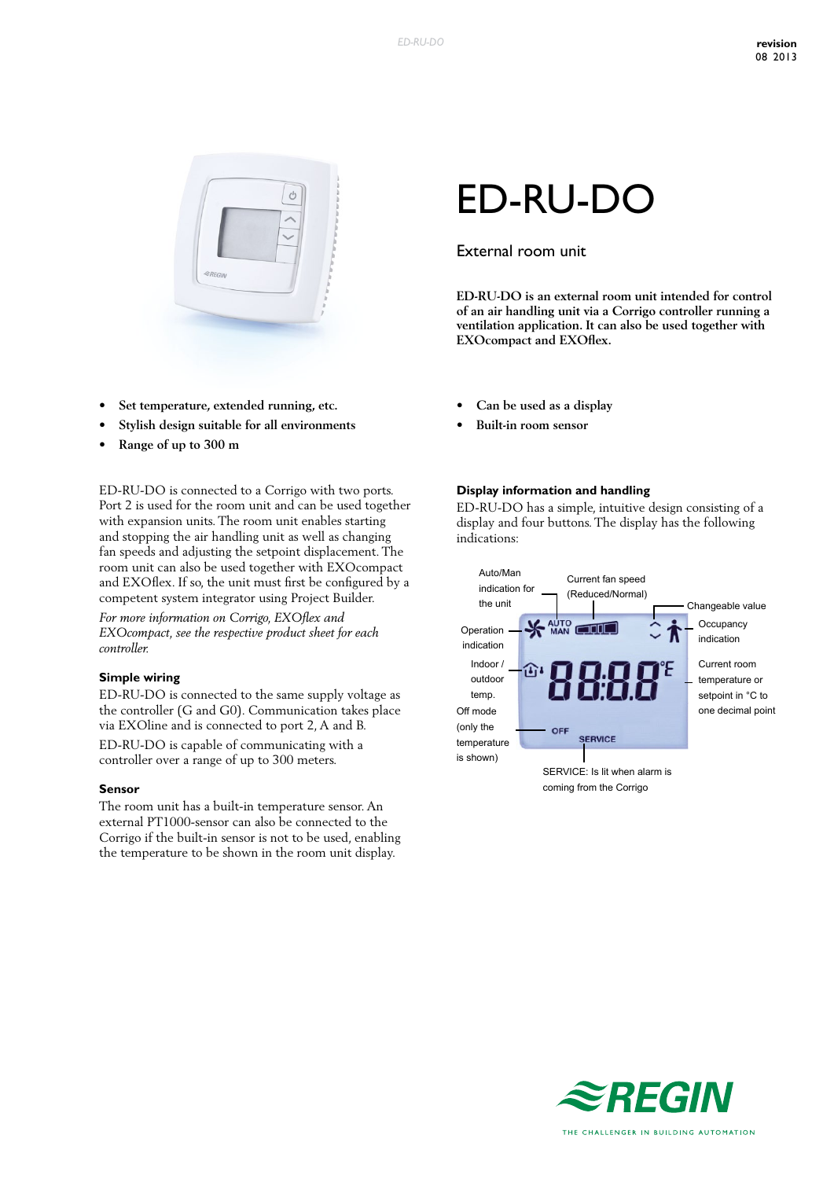revision
08 2013

# ED-RU-DO

## External room unit

**ED-RU-DO is an external room unit intended for control of an air handling unit via a Corrigo controller running a ventilation application. It can also be used together with EXOcompact and EXOflex.**

- **Set temperature, extended running, etc.**
- **Stylish design suitable for all environments**
- **Range of up to 300 m**
- **Can be used as a display**
- **Built-in room sensor**

ED-RU-DO is connected to a Corrigo with two ports. Port 2 is used for the room unit and can be used together with expansion units. The room unit enables starting and stopping the air handling unit as well as changing fan speeds and adjusting the setpoint displacement. The room unit can also be used together with EXOcompact and EXOflex. If so, the unit must first be configured by a competent system integrator using Project Builder.

*For more information on Corrigo, EXOflex and EXOcompact, see the respective product sheet for each controller.*

### Simple wiring

ED-RU-DO is connected to the same supply voltage as the controller (G and G0). Communication takes place via EXOline and is connected to port 2, A and B.

ED-RU-DO is capable of communicating with a controller over a range of up to 300 meters.

### Sensor

The room unit has a built-in temperature sensor. An external PT1000-sensor can also be connected to the Corrigo if the built-in sensor is not to be used, enabling the temperature to be shown in the room unit display.

### Display information and handling

ED-RU-DO has a simple, intuitive design consisting of a display and four buttons. The display has the following indications:

- Auto/Man indication for the unit
- Current fan speed (Reduced/Normal)
- Changeable value
- Occupancy indication
- Operation indication
- Indoor / outdoor temp.
- Current room temperature or setpoint in °C to one decimal point
- Off mode (only the temperature is shown)
- SERVICE: Is lit when alarm is coming from the Corrigo

REGIN
THE CHALLENGER IN BUILDING AUTOMATION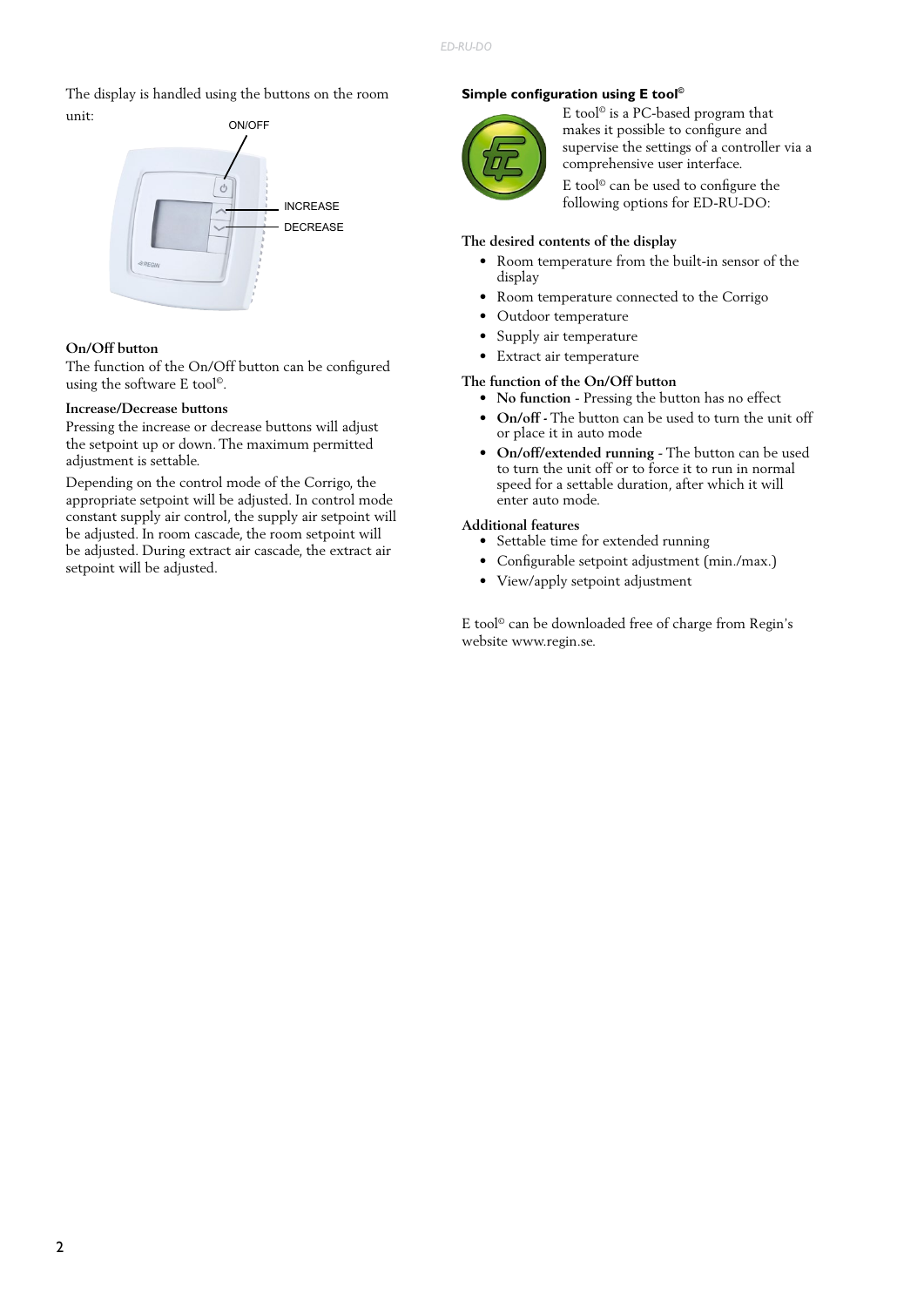The display is handled using the buttons on the room unit:

ON/OFF

INCREASE

DECREASE

### On/Off button

The function of the On/Off button can be configured using the software E tool©.

### Increase/Decrease buttons

Pressing the increase or decrease buttons will adjust the setpoint up or down. The maximum permitted adjustment is settable.

Depending on the control mode of the Corrigo, the appropriate setpoint will be adjusted. In control mode constant supply air control, the supply air setpoint will be adjusted. In room cascade, the room setpoint will be adjusted. During extract air cascade, the extract air setpoint will be adjusted.

## Simple configuration using E tool©

E tool© is a PC-based program that makes it possible to configure and supervise the settings of a controller via a comprehensive user interface.

E tool© can be used to configure the following options for ED-RU-DO:

### The desired contents of the display

- Room temperature from the built-in sensor of the display
- Room temperature connected to the Corrigo
- Outdoor temperature
- Supply air temperature
- Extract air temperature

### The function of the On/Off button

- **No function** - Pressing the button has no effect
- **On/off** - The button can be used to turn the unit off or place it in auto mode
- **On/off/extended running** - The button can be used to turn the unit off or to force it to run in normal speed for a settable duration, after which it will enter auto mode.

### Additional features

- Settable time for extended running
- Configurable setpoint adjustment (min./max.)
- View/apply setpoint adjustment

E tool© can be downloaded free of charge from Regin's website www.regin.se.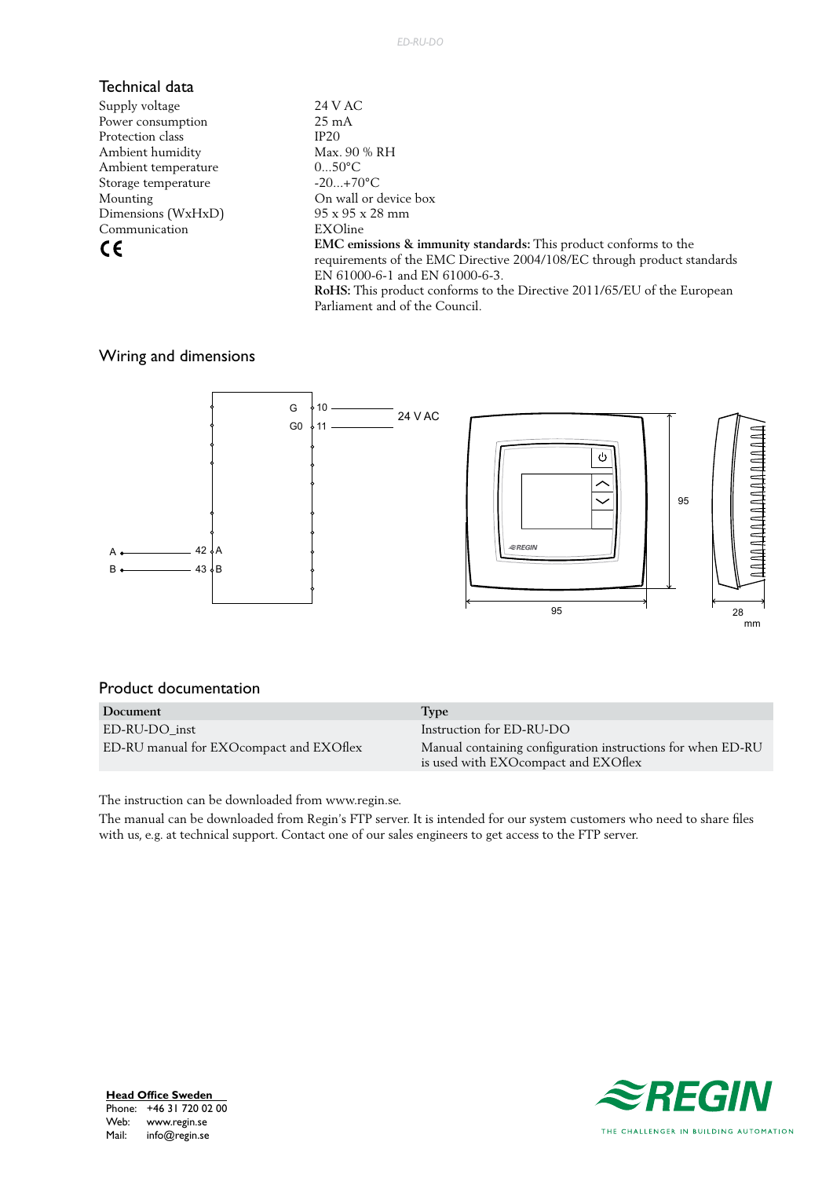## Technical data

| | |
|---|---|
| Supply voltage | 24 V AC |
| Power consumption | 25 mA |
| Protection class | IP20 |
| Ambient humidity | Max. 90 % RH |
| Ambient temperature | 0...50°C |
| Storage temperature | -20...+70°C |
| Mounting | On wall or device box |
| Dimensions (WxHxD) | 95 x 95 x 28 mm |
| Communication | EXOline |
| CE | **EMC emissions & immunity standards:** This product conforms to the requirements of the EMC Directive 2004/108/EC through product standards EN 61000-6-1 and EN 61000-6-3. **RoHS:** This product conforms to the Directive 2011/65/EU of the European Parliament and of the Council. |

## Wiring and dimensions

G 10
G0 11
24 V AC
A 42 A
B 43 B
95
95
28
mm

## Product documentation

| Document | Type |
|---|---|
| ED-RU-DO_inst | Instruction for ED-RU-DO |
| ED-RU manual for EXOcompact and EXOflex | Manual containing configuration instructions for when ED-RU is used with EXOcompact and EXOflex |

The instruction can be downloaded from www.regin.se.

The manual can be downloaded from Regin's FTP server. It is intended for our system customers who need to share files with us, e.g. at technical support. Contact one of our sales engineers to get access to the FTP server.

**Head Office Sweden**
Phone: +46 31 720 02 00
Web: www.regin.se
Mail: info@regin.se

REGIN
THE CHALLENGER IN BUILDING AUTOMATION